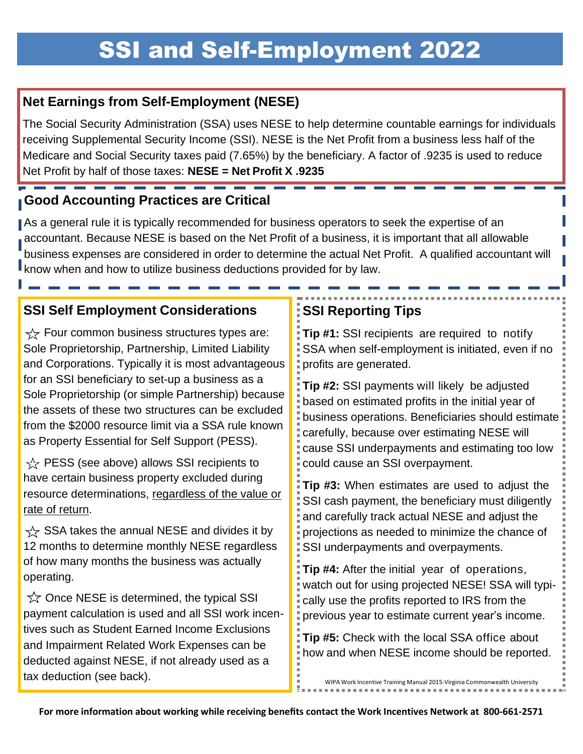# SSI and Self-Employment 2022

## Net Earnings from Self-Employment (NESE)

The Social Security Administration (SSA) uses NESE to help determine countable earnings for individuals receiving Supplemental Security Income (SSI). NESE is the Net Profit from a business less half of the Medicare and Social Security taxes paid (7.65%) by the beneficiary. A factor of .9235 is used to reduce Net Profit by half of those taxes: **NESE = Net Profit X .9235**

## Good Accounting Practices are Critical

As a general rule it is typically recommended for business operators to seek the expertise of an accountant. Because NESE is based on the Net Profit of a business, it is important that all allowable business expenses are considered in order to determine the actual Net Profit. A qualified accountant will know when and how to utilize business deductions provided for by law.

## SSI Self Employment Considerations

☆ Four common business structures types are: Sole Proprietorship, Partnership, Limited Liability and Corporations. Typically it is most advantageous for an SSI beneficiary to set-up a business as a Sole Proprietorship (or simple Partnership) because the assets of these two structures can be excluded from the $2000 resource limit via a SSA rule known as Property Essential for Self Support (PESS).

☆ PESS (see above) allows SSI recipients to have certain business property excluded during resource determinations, regardless of the value or rate of return.

☆ SSA takes the annual NESE and divides it by 12 months to determine monthly NESE regardless of how many months the business was actually operating.

☆ Once NESE is determined, the typical SSI payment calculation is used and all SSI work incentives such as Student Earned Income Exclusions and Impairment Related Work Expenses can be deducted against NESE, if not already used as a tax deduction (see back).

## SSI Reporting Tips

**Tip #1:** SSI recipients are required to notify SSA when self-employment is initiated, even if no profits are generated.

**Tip #2:** SSI payments will likely be adjusted based on estimated profits in the initial year of business operations. Beneficiaries should estimate carefully, because over estimating NESE will cause SSI underpayments and estimating too low could cause an SSI overpayment.

**Tip #3:** When estimates are used to adjust the SSI cash payment, the beneficiary must diligently and carefully track actual NESE and adjust the projections as needed to minimize the chance of SSI underpayments and overpayments.

**Tip #4:** After the initial year of operations, watch out for using projected NESE! SSA will typically use the profits reported to IRS from the previous year to estimate current year's income.

**Tip #5:** Check with the local SSA office about how and when NESE income should be reported.

WIPA Work Incentive Training Manual 2015-Virginia Commonwealth University

**For more information about working while receiving benefits contact the Work Incentives Network at 800-661-2571**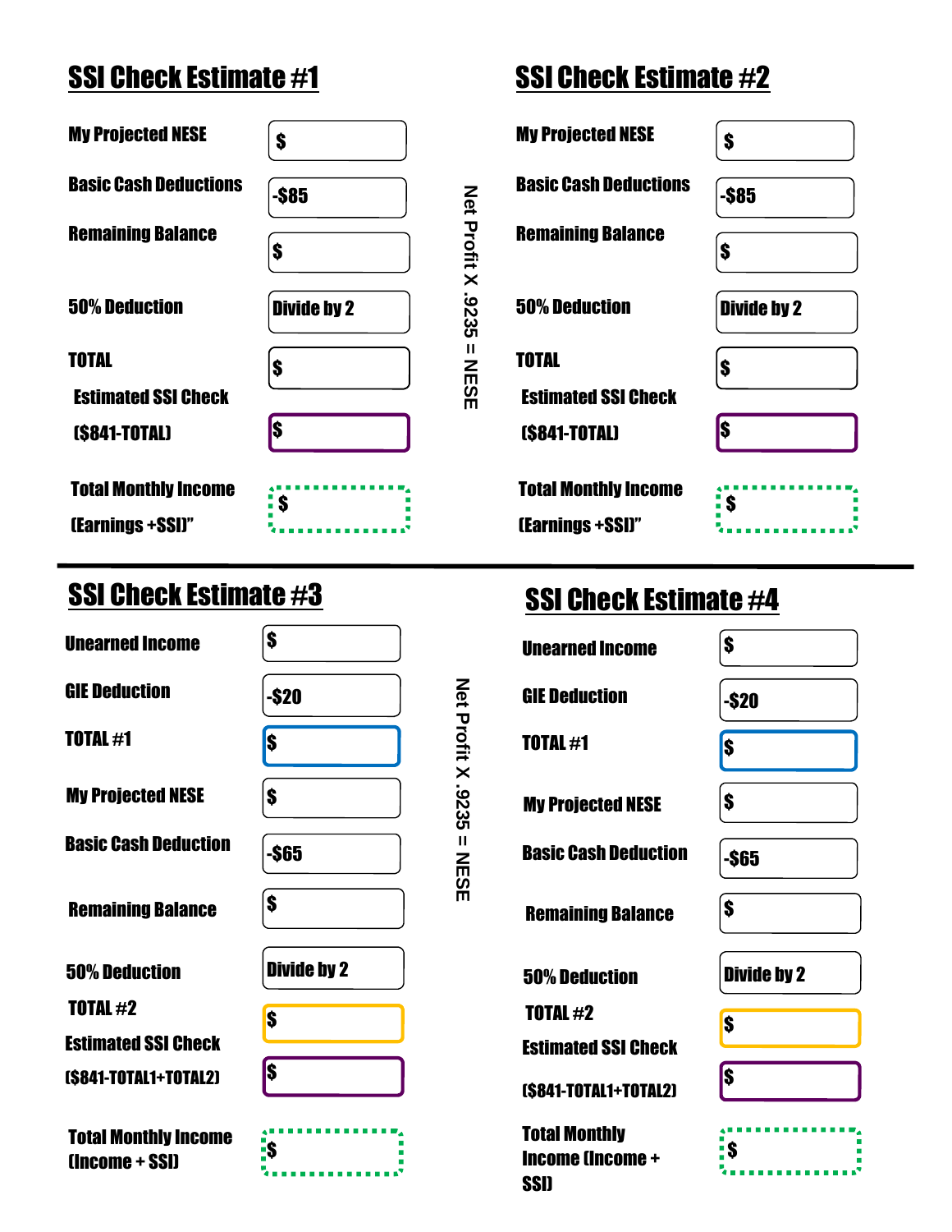## SSI Check Estimate #1

| | |
|---|---|
| My Projected NESE | $ |
| Basic Cash Deductions | -$85 |
| Remaining Balance | $ |
| 50% Deduction | Divide by 2 |
| TOTAL | $ |
| Estimated SSI Check ($841-TOTAL) | $ |
| Total Monthly Income (Earnings +SSI)” | $ |

Net Profit X .9235 = NESE

## SSI Check Estimate #2

| | |
|---|---|
| My Projected NESE | $ |
| Basic Cash Deductions | -$85 |
| Remaining Balance | $ |
| 50% Deduction | Divide by 2 |
| TOTAL | $ |
| Estimated SSI Check ($841-TOTAL) | $ |
| Total Monthly Income (Earnings +SSI)” | $ |

## SSI Check Estimate #3

| | |
|---|---|
| Unearned Income | $ |
| GIE Deduction | -$20 |
| TOTAL #1 | $ |
| My Projected NESE | $ |
| Basic Cash Deduction | -$65 |
| Remaining Balance | $ |
| 50% Deduction | Divide by 2 |
| TOTAL #2 | $ |
| Estimated SSI Check ($841-TOTAL1+TOTAL2) | $ |
| Total Monthly Income (Income + SSI) | $ |

Net Profit X .9235 = NESE

## SSI Check Estimate #4

| | |
|---|---|
| Unearned Income | $ |
| GIE Deduction | -$20 |
| TOTAL #1 | $ |
| My Projected NESE | $ |
| Basic Cash Deduction | -$65 |
| Remaining Balance | $ |
| 50% Deduction | Divide by 2 |
| TOTAL #2 | $ |
| Estimated SSI Check ($841-TOTAL1+TOTAL2) | $ |
| Total Monthly Income (Income + SSI) | $ |